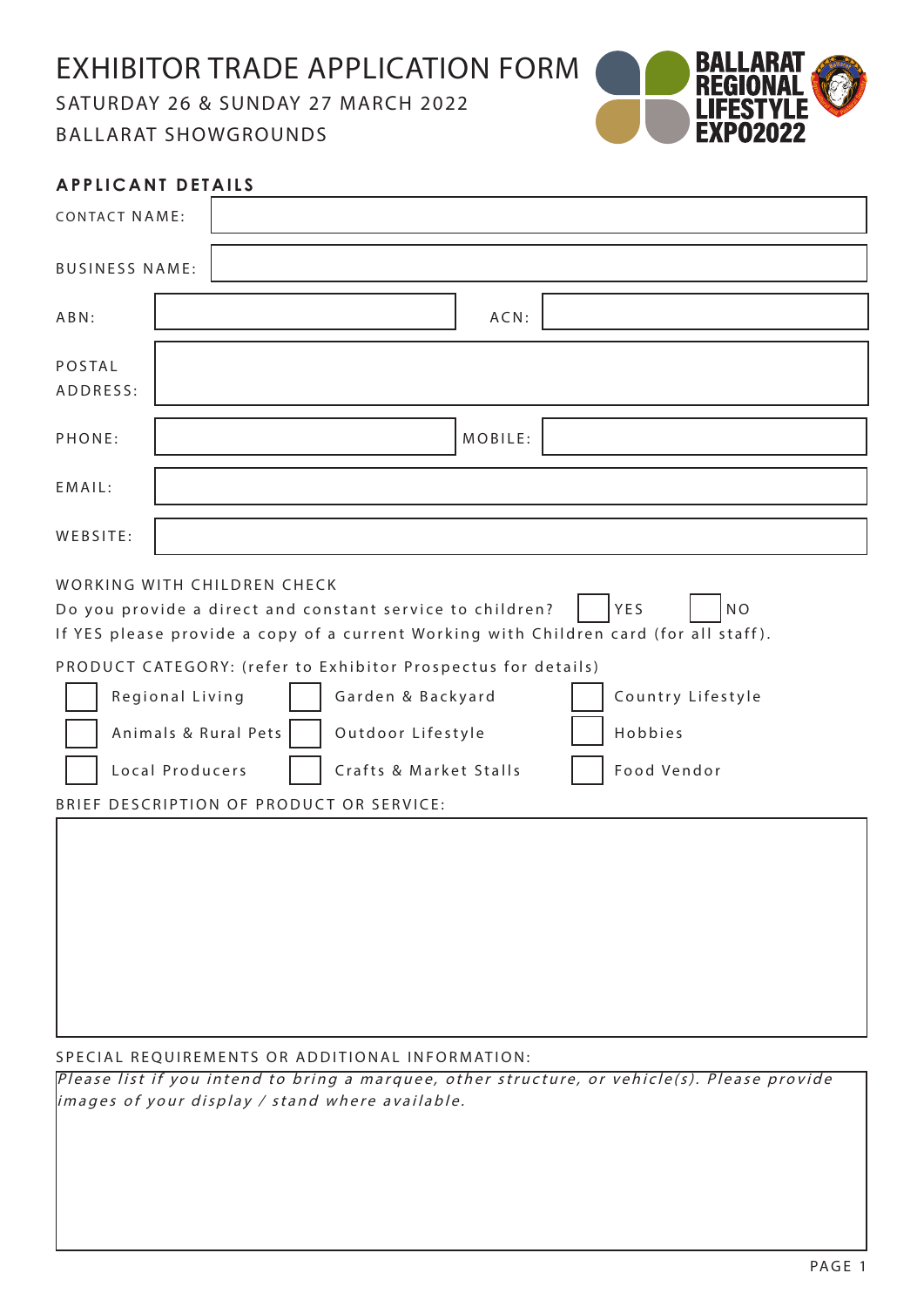# EXHIBITOR TRADE APPLICATION FORM

SATURDAY 26 & SUNDAY 27 MARCH 2022

BALLARAT SHOWGROUNDS

BALLARAT REGIONAL LIFESTYLE EXPO2022

## APPLICANT DETAILS

CONTACT NAME:

BUSINESS NAME:

ABN: ACN:

POSTAL ADDRESS:

PHONE: MOBILE:

EMAIL:

WEBSITE:

WORKING WITH CHILDREN CHECK

Do you provide a direct and constant service to children? ☐ YES ☐ NO

If YES please provide a copy of a current Working with Children card (for all staff).

PRODUCT CATEGORY: (refer to Exhibitor Prospectus for details)

- ☐ Regional Living
- ☐ Garden & Backyard
- ☐ Country Lifestyle
- ☐ Animals & Rural Pets
- ☐ Outdoor Lifestyle
- ☐ Hobbies
- ☐ Local Producers
- ☐ Crafts & Market Stalls
- ☐ Food Vendor

BRIEF DESCRIPTION OF PRODUCT OR SERVICE:

SPECIAL REQUIREMENTS OR ADDITIONAL INFORMATION:

*Please list if you intend to bring a marquee, other structure, or vehicle(s). Please provide images of your display / stand where available.*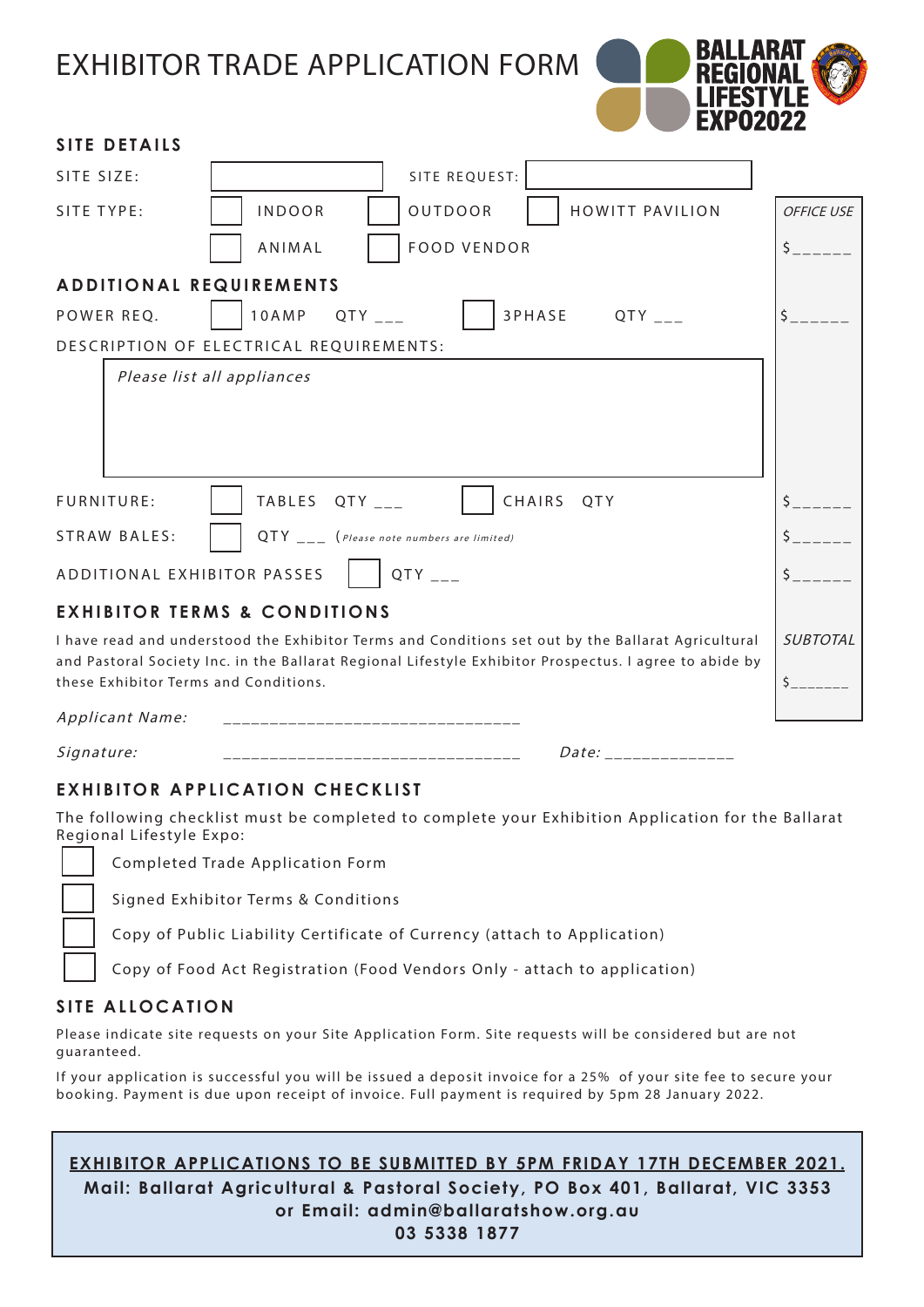# EXHIBITOR TRADE APPLICATION FORM

BALLARAT REGIONAL LIFESTYLE EXPO2022

## SITE DETAILS

SITE SIZE: ______ SITE REQUEST: ______

SITE TYPE: ☐ INDOOR ☐ OUTDOOR ☐ HOWITT PAVILION

☐ ANIMAL ☐ FOOD VENDOR

*OFFICE USE*

$______

## ADDITIONAL REQUIREMENTS

POWER REQ. ☐ 10AMP QTY ___ ☐ 3PHASE QTY ___ $______

DESCRIPTION OF ELECTRICAL REQUIREMENTS:

*Please list all appliances*

FURNITURE: ☐ TABLES QTY ___ ☐ CHAIRS QTY $______

STRAW BALES: ☐ QTY ___ (*Please note numbers are limited*) $______

ADDITIONAL EXHIBITOR PASSES ☐ QTY ___ $______

## EXHIBITOR TERMS & CONDITIONS

I have read and understood the Exhibitor Terms and Conditions set out by the Ballarat Agricultural and Pastoral Society Inc. in the Ballarat Regional Lifestyle Exhibitor Prospectus. I agree to abide by these Exhibitor Terms and Conditions.

*SUBTOTAL*

$______

*Applicant Name:* ________________________________

*Signature:* ________________________________ *Date:* ______________

## EXHIBITOR APPLICATION CHECKLIST

The following checklist must be completed to complete your Exhibition Application for the Ballarat Regional Lifestyle Expo:

- ☐ Completed Trade Application Form
- ☐ Signed Exhibitor Terms & Conditions
- ☐ Copy of Public Liability Certificate of Currency (attach to Application)
- ☐ Copy of Food Act Registration (Food Vendors Only - attach to application)

## SITE ALLOCATION

Please indicate site requests on your Site Application Form. Site requests will be considered but are not guaranteed.

If your application is successful you will be issued a deposit invoice for a 25% of your site fee to secure your booking. Payment is due upon receipt of invoice. Full payment is required by 5pm 28 January 2022.

**EXHIBITOR APPLICATIONS TO BE SUBMITTED BY 5PM FRIDAY 17TH DECEMBER 2021.**
**Mail: Ballarat Agricultural & Pastoral Society, PO Box 401, Ballarat, VIC 3353**
**or Email: admin@ballaratshow.org.au**
**03 5338 1877**